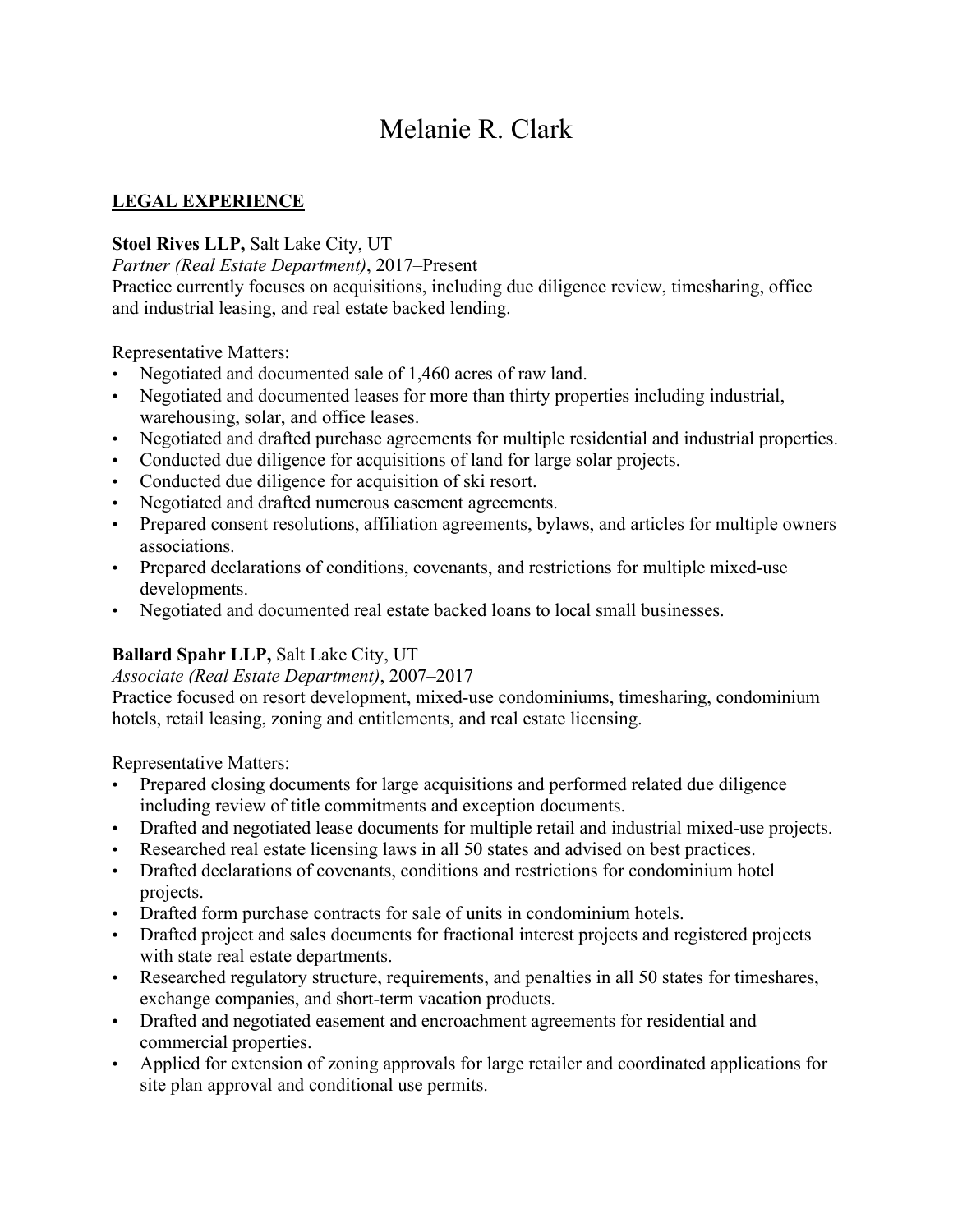# Melanie R. Clark

## LEGAL EXPERIENCE

**Stoel Rives LLP,** Salt Lake City, UT
*Partner (Real Estate Department)*, 2017–Present
Practice currently focuses on acquisitions, including due diligence review, timesharing, office and industrial leasing, and real estate backed lending.

Representative Matters:

- Negotiated and documented sale of 1,460 acres of raw land.
- Negotiated and documented leases for more than thirty properties including industrial, warehousing, solar, and office leases.
- Negotiated and drafted purchase agreements for multiple residential and industrial properties.
- Conducted due diligence for acquisitions of land for large solar projects.
- Conducted due diligence for acquisition of ski resort.
- Negotiated and drafted numerous easement agreements.
- Prepared consent resolutions, affiliation agreements, bylaws, and articles for multiple owners associations.
- Prepared declarations of conditions, covenants, and restrictions for multiple mixed-use developments.
- Negotiated and documented real estate backed loans to local small businesses.

**Ballard Spahr LLP,** Salt Lake City, UT
*Associate (Real Estate Department)*, 2007–2017
Practice focused on resort development, mixed-use condominiums, timesharing, condominium hotels, retail leasing, zoning and entitlements, and real estate licensing.

Representative Matters:

- Prepared closing documents for large acquisitions and performed related due diligence including review of title commitments and exception documents.
- Drafted and negotiated lease documents for multiple retail and industrial mixed-use projects.
- Researched real estate licensing laws in all 50 states and advised on best practices.
- Drafted declarations of covenants, conditions and restrictions for condominium hotel projects.
- Drafted form purchase contracts for sale of units in condominium hotels.
- Drafted project and sales documents for fractional interest projects and registered projects with state real estate departments.
- Researched regulatory structure, requirements, and penalties in all 50 states for timeshares, exchange companies, and short-term vacation products.
- Drafted and negotiated easement and encroachment agreements for residential and commercial properties.
- Applied for extension of zoning approvals for large retailer and coordinated applications for site plan approval and conditional use permits.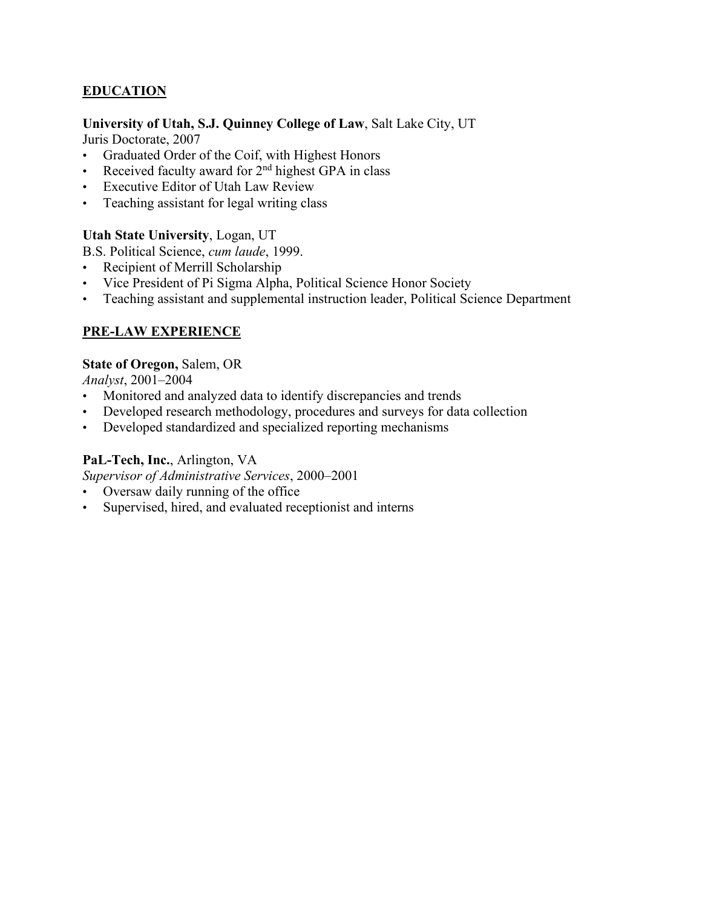## EDUCATION

**University of Utah, S.J. Quinney College of Law**, Salt Lake City, UT
Juris Doctorate, 2007

- Graduated Order of the Coif, with Highest Honors
- Received faculty award for 2nd highest GPA in class
- Executive Editor of Utah Law Review
- Teaching assistant for legal writing class

**Utah State University**, Logan, UT
B.S. Political Science, *cum laude*, 1999.

- Recipient of Merrill Scholarship
- Vice President of Pi Sigma Alpha, Political Science Honor Society
- Teaching assistant and supplemental instruction leader, Political Science Department

## PRE-LAW EXPERIENCE

**State of Oregon,** Salem, OR
*Analyst*, 2001–2004

- Monitored and analyzed data to identify discrepancies and trends
- Developed research methodology, procedures and surveys for data collection
- Developed standardized and specialized reporting mechanisms

**PaL-Tech, Inc.**, Arlington, VA
*Supervisor of Administrative Services*, 2000–2001

- Oversaw daily running of the office
- Supervised, hired, and evaluated receptionist and interns